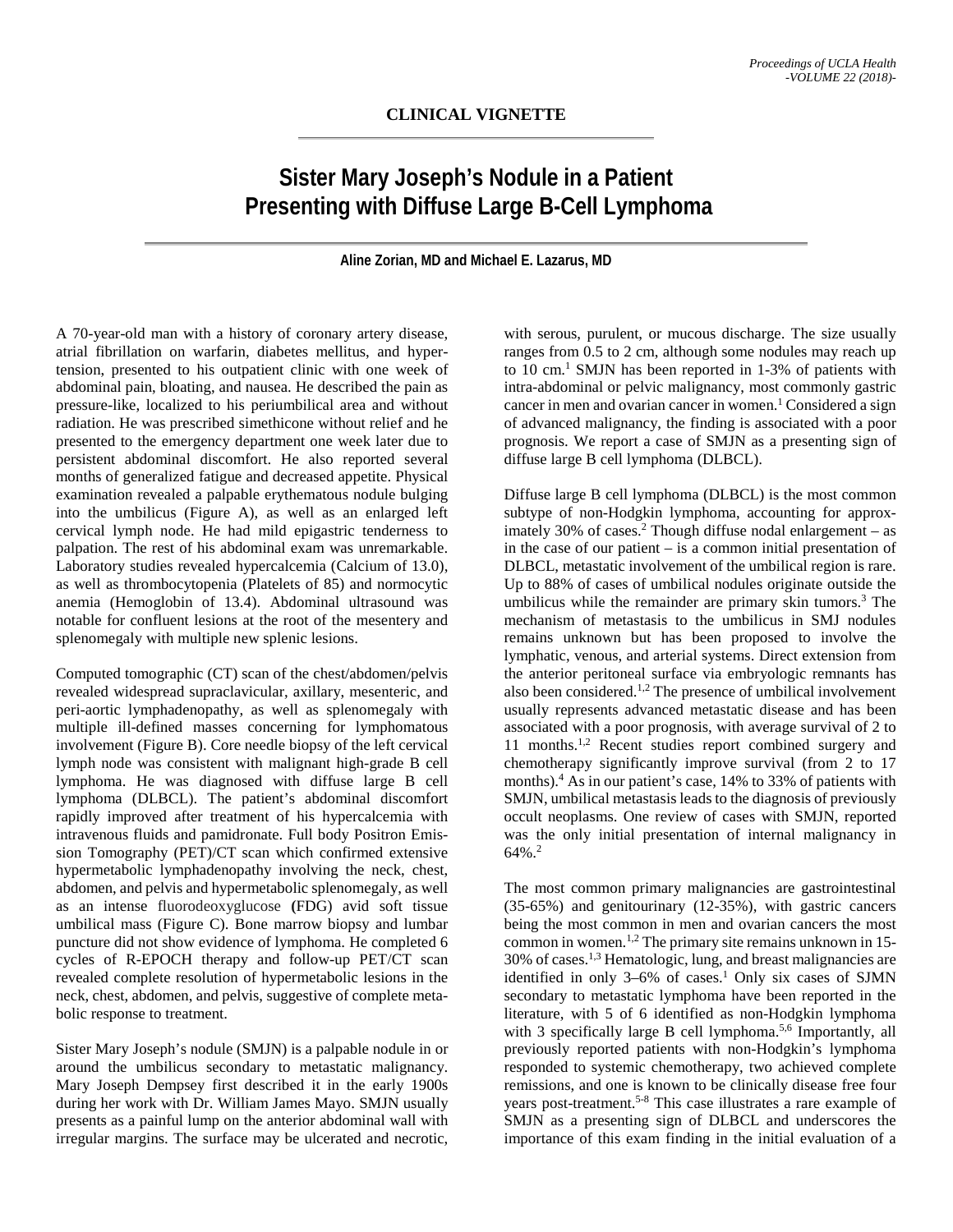CLINICAL VIGNETTE

# Sister Mary Joseph's Nodule in a Patient Presenting with Diffuse Large B-Cell Lymphoma

**Aline Zorian, MD and Michael E. Lazarus, MD**

A 70-year-old man with a history of coronary artery disease, atrial fibrillation on warfarin, diabetes mellitus, and hypertension, presented to his outpatient clinic with one week of abdominal pain, bloating, and nausea. He described the pain as pressure-like, localized to his periumbilical area and without radiation. He was prescribed simethicone without relief and he presented to the emergency department one week later due to persistent abdominal discomfort. He also reported several months of generalized fatigue and decreased appetite. Physical examination revealed a palpable erythematous nodule bulging into the umbilicus (Figure A), as well as an enlarged left cervical lymph node. He had mild epigastric tenderness to palpation. The rest of his abdominal exam was unremarkable. Laboratory studies revealed hypercalcemia (Calcium of 13.0), as well as thrombocytopenia (Platelets of 85) and normocytic anemia (Hemoglobin of 13.4). Abdominal ultrasound was notable for confluent lesions at the root of the mesentery and splenomegaly with multiple new splenic lesions.

Computed tomographic (CT) scan of the chest/abdomen/pelvis revealed widespread supraclavicular, axillary, mesenteric, and peri-aortic lymphadenopathy, as well as splenomegaly with multiple ill-defined masses concerning for lymphomatous involvement (Figure B). Core needle biopsy of the left cervical lymph node was consistent with malignant high-grade B cell lymphoma. He was diagnosed with diffuse large B cell lymphoma (DLBCL). The patient's abdominal discomfort rapidly improved after treatment of his hypercalcemia with intravenous fluids and pamidronate. Full body Positron Emission Tomography (PET)/CT scan which confirmed extensive hypermetabolic lymphadenopathy involving the neck, chest, abdomen, and pelvis and hypermetabolic splenomegaly, as well as an intense fluorodeoxyglucose (FDG) avid soft tissue umbilical mass (Figure C). Bone marrow biopsy and lumbar puncture did not show evidence of lymphoma. He completed 6 cycles of R-EPOCH therapy and follow-up PET/CT scan revealed complete resolution of hypermetabolic lesions in the neck, chest, abdomen, and pelvis, suggestive of complete metabolic response to treatment.

Sister Mary Joseph's nodule (SMJN) is a palpable nodule in or around the umbilicus secondary to metastatic malignancy. Mary Joseph Dempsey first described it in the early 1900s during her work with Dr. William James Mayo. SMJN usually presents as a painful lump on the anterior abdominal wall with irregular margins. The surface may be ulcerated and necrotic, with serous, purulent, or mucous discharge. The size usually ranges from 0.5 to 2 cm, although some nodules may reach up to 10 cm.[1] SMJN has been reported in 1-3% of patients with intra-abdominal or pelvic malignancy, most commonly gastric cancer in men and ovarian cancer in women.[1] Considered a sign of advanced malignancy, the finding is associated with a poor prognosis. We report a case of SMJN as a presenting sign of diffuse large B cell lymphoma (DLBCL).

Diffuse large B cell lymphoma (DLBCL) is the most common subtype of non-Hodgkin lymphoma, accounting for approximately 30% of cases.[2] Though diffuse nodal enlargement – as in the case of our patient – is a common initial presentation of DLBCL, metastatic involvement of the umbilical region is rare. Up to 88% of cases of umbilical nodules originate outside the umbilicus while the remainder are primary skin tumors.[3] The mechanism of metastasis to the umbilicus in SMJ nodules remains unknown but has been proposed to involve the lymphatic, venous, and arterial systems. Direct extension from the anterior peritoneal surface via embryologic remnants has also been considered.[1,2] The presence of umbilical involvement usually represents advanced metastatic disease and has been associated with a poor prognosis, with average survival of 2 to 11 months.[1,2] Recent studies report combined surgery and chemotherapy significantly improve survival (from 2 to 17 months).[4] As in our patient's case, 14% to 33% of patients with SMJN, umbilical metastasis leads to the diagnosis of previously occult neoplasms. One review of cases with SMJN, reported was the only initial presentation of internal malignancy in 64%.[2]

The most common primary malignancies are gastrointestinal (35-65%) and genitourinary (12-35%), with gastric cancers being the most common in men and ovarian cancers the most common in women.[1,2] The primary site remains unknown in 15-30% of cases.[1,3] Hematologic, lung, and breast malignancies are identified in only 3–6% of cases.[1] Only six cases of SJMN secondary to metastatic lymphoma have been reported in the literature, with 5 of 6 identified as non-Hodgkin lymphoma with 3 specifically large B cell lymphoma.[5,6] Importantly, all previously reported patients with non-Hodgkin's lymphoma responded to systemic chemotherapy, two achieved complete remissions, and one is known to be clinically disease free four years post-treatment.[5-8] This case illustrates a rare example of SMJN as a presenting sign of DLBCL and underscores the importance of this exam finding in the initial evaluation of a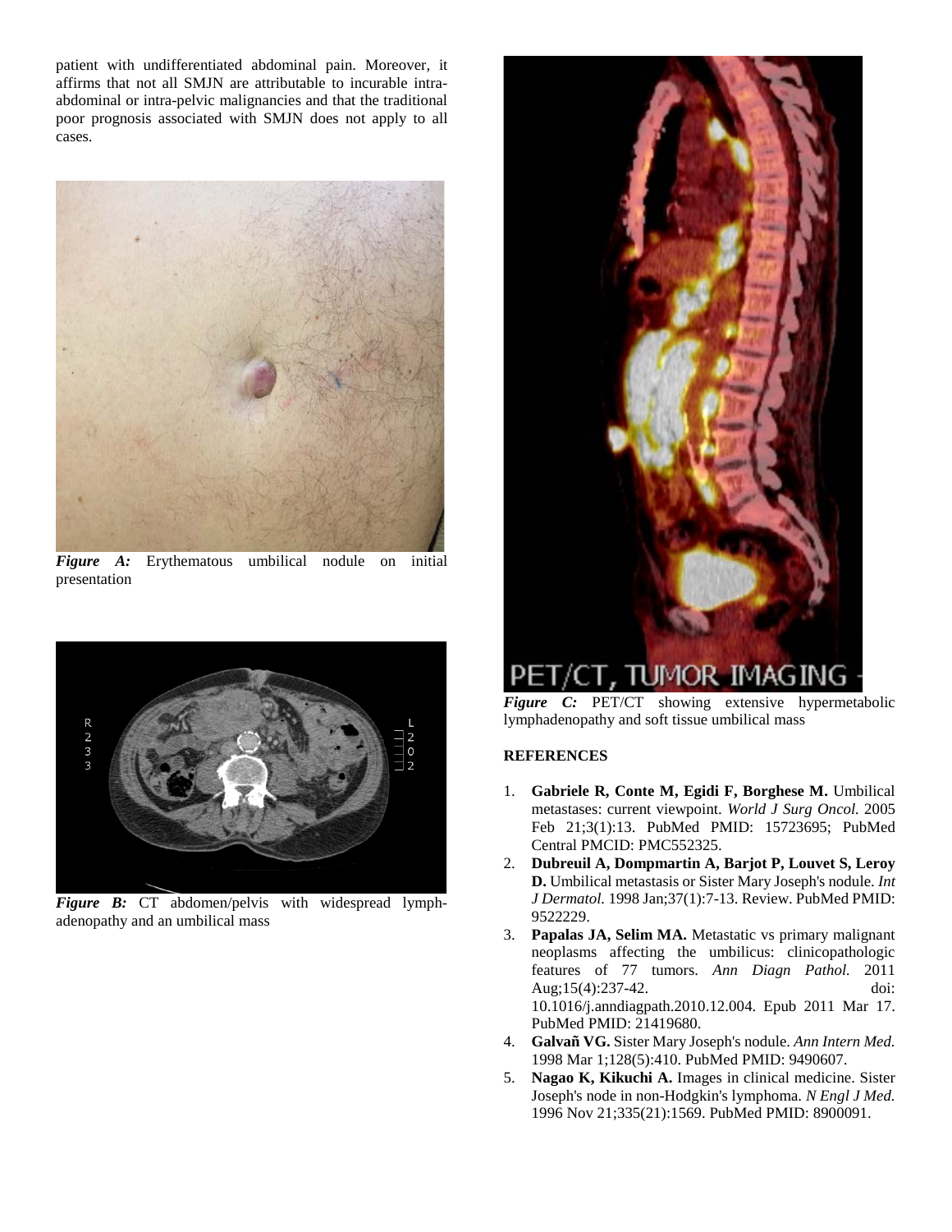patient with undifferentiated abdominal pain. Moreover, it affirms that not all SMJN are attributable to incurable intra-abdominal or intra-pelvic malignancies and that the traditional poor prognosis associated with SMJN does not apply to all cases.

***Figure A:*** Erythematous umbilical nodule on initial presentation

***Figure B:*** CT abdomen/pelvis with widespread lymph-adenopathy and an umbilical mass

***Figure C:*** PET/CT showing extensive hypermetabolic lymphadenopathy and soft tissue umbilical mass

**REFERENCES**

1. **Gabriele R, Conte M, Egidi F, Borghese M.** Umbilical metastases: current viewpoint. *World J Surg Oncol.* 2005 Feb 21;3(1):13. PubMed PMID: 15723695; PubMed Central PMCID: PMC552325.
2. **Dubreuil A, Dompmartin A, Barjot P, Louvet S, Leroy D.** Umbilical metastasis or Sister Mary Joseph's nodule. *Int J Dermatol.* 1998 Jan;37(1):7-13. Review. PubMed PMID: 9522229.
3. **Papalas JA, Selim MA.** Metastatic vs primary malignant neoplasms affecting the umbilicus: clinicopathologic features of 77 tumors. *Ann Diagn Pathol.* 2011 Aug;15(4):237-42. doi: 10.1016/j.anndiagpath.2010.12.004. Epub 2011 Mar 17. PubMed PMID: 21419680.
4. **Galvañ VG.** Sister Mary Joseph's nodule. *Ann Intern Med.* 1998 Mar 1;128(5):410. PubMed PMID: 9490607.
5. **Nagao K, Kikuchi A.** Images in clinical medicine. Sister Joseph's node in non-Hodgkin's lymphoma. *N Engl J Med.* 1996 Nov 21;335(21):1569. PubMed PMID: 8900091.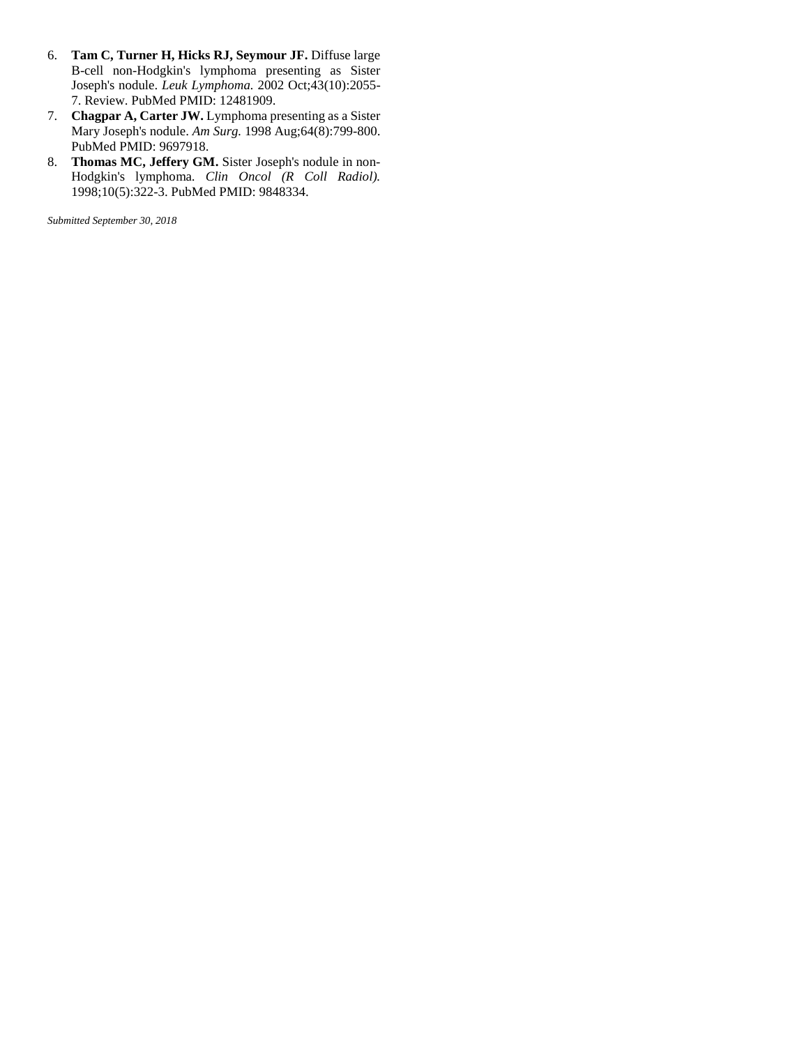6. **Tam C, Turner H, Hicks RJ, Seymour JF.** Diffuse large B-cell non-Hodgkin's lymphoma presenting as Sister Joseph's nodule. *Leuk Lymphoma.* 2002 Oct;43(10):2055-7. Review. PubMed PMID: 12481909.
7. **Chagpar A, Carter JW.** Lymphoma presenting as a Sister Mary Joseph's nodule. *Am Surg.* 1998 Aug;64(8):799-800. PubMed PMID: 9697918.
8. **Thomas MC, Jeffery GM.** Sister Joseph's nodule in non-Hodgkin's lymphoma. *Clin Oncol (R Coll Radiol).* 1998;10(5):322-3. PubMed PMID: 9848334.

*Submitted September 30, 2018*